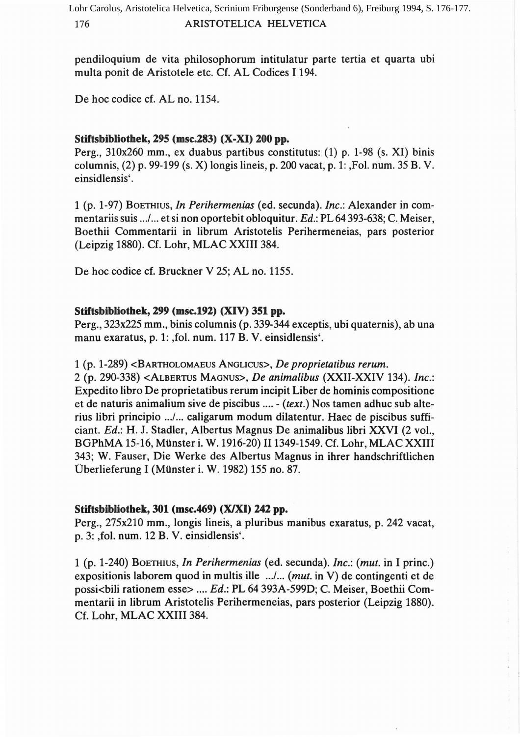pendiloquium de vita philosophorum intitulatur parte tertia et quarta ubi multa ponit de Aristotele etc. Cf. AL Codices I 194.

De hoc codice cf. AL no. 1154.

**Stiftsbibliothek, 295 (msc.283) (X-XI) 200 pp.**
Perg., 310x260 mm., ex duabus partibus constitutus: (1) p. 1-98 (s. XI) binis columnis, (2) p. 99-199 (s. X) longis lineis, p. 200 vacat, p. 1: ‚Fol. num. 35 B. V. einsidlensis'.

1 (p. 1-97) BOETHIUS, *In Perihermenias* (ed. secunda). *Inc.*: Alexander in commentariis suis .../... et si non oportebit obloquitur. *Ed.*: PL 64 393-638; C. Meiser, Boethii Commentarii in librum Aristotelis Perihermeneias, pars posterior (Leipzig 1880). Cf. Lohr, MLAC XXIII 384.

De hoc codice cf. Bruckner V 25; AL no. 1155.

**Stiftsbibliothek, 299 (msc.192) (XIV) 351 pp.**
Perg., 323x225 mm., binis columnis (p. 339-344 exceptis, ubi quaternis), ab una manu exaratus, p. 1: ‚fol. num. 117 B. V. einsidlensis'.

1 (p. 1-289) <BARTHOLOMAEUS ANGLICUS>, *De proprietatibus rerum.*
2 (p. 290-338) <ALBERTUS MAGNUS>, *De animalibus* (XXII-XXIV 134). *Inc.*: Expedito libro De proprietatibus rerum incipit Liber de hominis compositione et de naturis animalium sive de piscibus .... - (*text.*) Nos tamen adhuc sub alterius libri principio .../... caligarum modum dilatentur. Haec de piscibus sufficiant. *Ed.*: H. J. Stadler, Albertus Magnus De animalibus libri XXVI (2 vol., BGPhMA 15-16, Münster i. W. 1916-20) II 1349-1549. Cf. Lohr, MLAC XXIII 343; W. Fauser, Die Werke des Albertus Magnus in ihrer handschriftlichen Überlieferung I (Münster i. W. 1982) 155 no. 87.

**Stiftsbibliothek, 301 (msc.469) (X/XI) 242 pp.**
Perg., 275x210 mm., longis lineis, a pluribus manibus exaratus, p. 242 vacat, p. 3: ‚fol. num. 12 B. V. einsidlensis'.

1 (p. 1-240) BOETHIUS, *In Perihermenias* (ed. secunda). *Inc.*: (*mut.* in I princ.) expositionis laborem quod in multis ille .../... (*mut.* in V) de contingenti et de possi<bili rationem esse> .... *Ed.*: PL 64 393A-599D; C. Meiser, Boethii Commentarii in librum Aristotelis Perihermeneias, pars posterior (Leipzig 1880). Cf. Lohr, MLAC XXIII 384.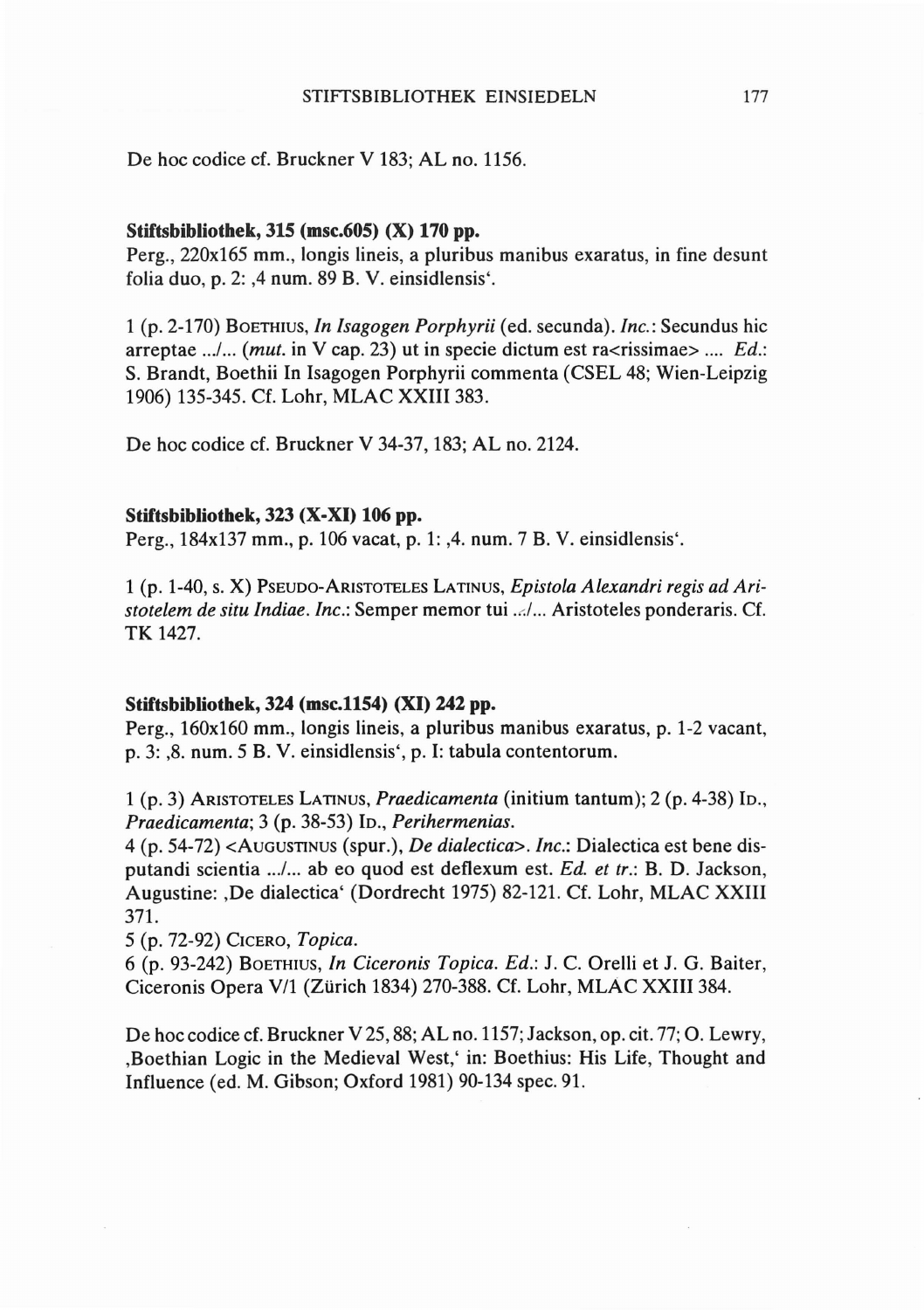De hoc codice cf. Bruckner V 183; AL no. 1156.

**Stiftsbibliothek, 315 (msc.605) (X) 170 pp.**
Perg., 220x165 mm., longis lineis, a pluribus manibus exaratus, in fine desunt folia duo, p. 2: ‚4 num. 89 B. V. einsidlensis'.

1 (p. 2-170) BOETHIUS, *In Isagogen Porphyrii* (ed. secunda). *Inc.*: Secundus hic arreptae .../... (*mut.* in V cap. 23) ut in specie dictum est ra<rissimae> .... *Ed.*: S. Brandt, Boethii In Isagogen Porphyrii commenta (CSEL 48; Wien-Leipzig 1906) 135-345. Cf. Lohr, MLAC XXIII 383.

De hoc codice cf. Bruckner V 34-37, 183; AL no. 2124.

**Stiftsbibliothek, 323 (X-XI) 106 pp.**
Perg., 184x137 mm., p. 106 vacat, p. 1: ‚4. num. 7 B. V. einsidlensis'.

1 (p. 1-40, s. X) PSEUDO-ARISTOTELES LATINUS, *Epistola Alexandri regis ad Aristotelem de situ Indiae*. *Inc.*: Semper memor tui .../... Aristoteles ponderaris. Cf. TK 1427.

**Stiftsbibliothek, 324 (msc.1154) (XI) 242 pp.**
Perg., 160x160 mm., longis lineis, a pluribus manibus exaratus, p. 1-2 vacant, p. 3: ‚8. num. 5 B. V. einsidlensis', p. I: tabula contentorum.

1 (p. 3) ARISTOTELES LATINUS, *Praedicamenta* (initium tantum); 2 (p. 4-38) ID., *Praedicamenta*; 3 (p. 38-53) ID., *Perihermenias*.
4 (p. 54-72) <AUGUSTINUS (spur.), *De dialectica*>. *Inc.*: Dialectica est bene disputandi scientia .../... ab eo quod est deflexum est. *Ed. et tr.*: B. D. Jackson, Augustine: ‚De dialectica' (Dordrecht 1975) 82-121. Cf. Lohr, MLAC XXIII 371.
5 (p. 72-92) CICERO, *Topica*.
6 (p. 93-242) BOETHIUS, *In Ciceronis Topica*. *Ed.*: J. C. Orelli et J. G. Baiter, Ciceronis Opera V/1 (Zürich 1834) 270-388. Cf. Lohr, MLAC XXIII 384.

De hoc codice cf. Bruckner V 25, 88; AL no. 1157; Jackson, op. cit. 77; O. Lewry, ‚Boethian Logic in the Medieval West,' in: Boethius: His Life, Thought and Influence (ed. M. Gibson; Oxford 1981) 90-134 spec. 91.